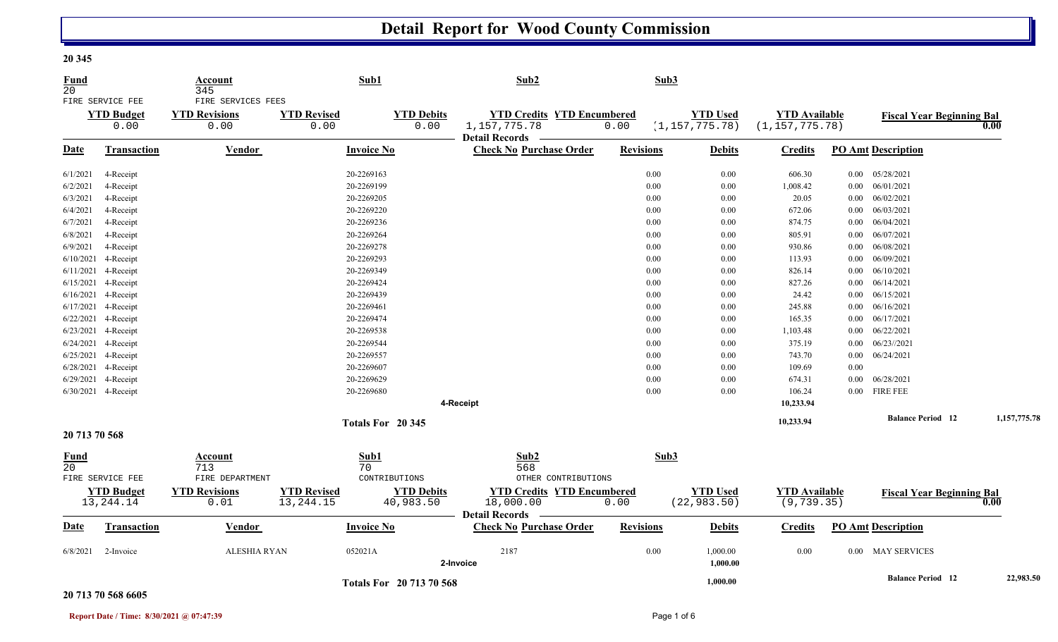# Detail Report for Wood County Commission

**20 345**

| Fund | Account | Sub1 | Sub2 | Sub3 |
|---|---|---|---|---|
| 20 | 345 | | | |
| FIRE SERVICE FEE | FIRE SERVICES FEES | | | |

| YTD Budget | YTD Revisions | YTD Revised | YTD Debits | YTD Credits | YTD Encumbered | YTD Used | YTD Available | Fiscal Year Beginning Bal |
|---|---|---|---|---|---|---|---|---|
| 0.00 | 0.00 | 0.00 | 0.00 | 1,157,775.78 | 0.00 | (1,157,775.78) | (1,157,775.78) | 0.00 |

**Detail Records**

| Date | Transaction | Vendor | Invoice No | Check No | Purchase Order | Revisions | Debits | Credits | PO Amt | Description |
|---|---|---|---|---|---|---|---|---|---|---|
| 6/1/2021 | 4-Receipt | | 20-2269163 | | | 0.00 | 0.00 | 606.30 | 0.00 | 05/28/2021 |
| 6/2/2021 | 4-Receipt | | 20-2269199 | | | 0.00 | 0.00 | 1,008.42 | 0.00 | 06/01/2021 |
| 6/3/2021 | 4-Receipt | | 20-2269205 | | | 0.00 | 0.00 | 20.05 | 0.00 | 06/02/2021 |
| 6/4/2021 | 4-Receipt | | 20-2269220 | | | 0.00 | 0.00 | 672.06 | 0.00 | 06/03/2021 |
| 6/7/2021 | 4-Receipt | | 20-2269236 | | | 0.00 | 0.00 | 874.75 | 0.00 | 06/04/2021 |
| 6/8/2021 | 4-Receipt | | 20-2269264 | | | 0.00 | 0.00 | 805.91 | 0.00 | 06/07/2021 |
| 6/9/2021 | 4-Receipt | | 20-2269278 | | | 0.00 | 0.00 | 930.86 | 0.00 | 06/08/2021 |
| 6/10/2021 | 4-Receipt | | 20-2269293 | | | 0.00 | 0.00 | 113.93 | 0.00 | 06/09/2021 |
| 6/11/2021 | 4-Receipt | | 20-2269349 | | | 0.00 | 0.00 | 826.14 | 0.00 | 06/10/2021 |
| 6/15/2021 | 4-Receipt | | 20-2269424 | | | 0.00 | 0.00 | 827.26 | 0.00 | 06/14/2021 |
| 6/16/2021 | 4-Receipt | | 20-2269439 | | | 0.00 | 0.00 | 24.42 | 0.00 | 06/15/2021 |
| 6/17/2021 | 4-Receipt | | 20-2269461 | | | 0.00 | 0.00 | 245.88 | 0.00 | 06/16/2021 |
| 6/22/2021 | 4-Receipt | | 20-2269474 | | | 0.00 | 0.00 | 165.35 | 0.00 | 06/17/2021 |
| 6/23/2021 | 4-Receipt | | 20-2269538 | | | 0.00 | 0.00 | 1,103.48 | 0.00 | 06/22/2021 |
| 6/24/2021 | 4-Receipt | | 20-2269544 | | | 0.00 | 0.00 | 375.19 | 0.00 | 06/23//2021 |
| 6/25/2021 | 4-Receipt | | 20-2269557 | | | 0.00 | 0.00 | 743.70 | 0.00 | 06/24/2021 |
| 6/28/2021 | 4-Receipt | | 20-2269607 | | | 0.00 | 0.00 | 109.69 | 0.00 | |
| 6/29/2021 | 4-Receipt | | 20-2269629 | | | 0.00 | 0.00 | 674.31 | 0.00 | 06/28/2021 |
| 6/30/2021 | 4-Receipt | | 20-2269680 | | | 0.00 | 0.00 | 106.24 | 0.00 | FIRE FEE |
| | | | | **4-Receipt** | | | | **10,233.94** | | |
| | | | **Totals For 20 345** | | | | | **10,233.94** | | **Balance Period 12** 1,157,775.78 |

**20 713 70 568**

| Fund | Account | Sub1 | Sub2 | Sub3 |
|---|---|---|---|---|
| 20 | 713 | 70 | 568 | |
| FIRE SERVICE FEE | FIRE DEPARTMENT | CONTRIBUTIONS | OTHER CONTRIBUTIONS | |

| YTD Budget | YTD Revisions | YTD Revised | YTD Debits | YTD Credits | YTD Encumbered | YTD Used | YTD Available | Fiscal Year Beginning Bal |
|---|---|---|---|---|---|---|---|---|
| 13,244.14 | 0.01 | 13,244.15 | 40,983.50 | 18,000.00 | 0.00 | (22,983.50) | (9,739.35) | 0.00 |

**Detail Records**

| Date | Transaction | Vendor | Invoice No | Check No | Purchase Order | Revisions | Debits | Credits | PO Amt | Description |
|---|---|---|---|---|---|---|---|---|---|---|
| 6/8/2021 | 2-Invoice | ALESHIA RYAN | 052021A | 2187 | | 0.00 | 1,000.00 | 0.00 | 0.00 | MAY SERVICES |
| | | | | **2-Invoice** | | | **1,000.00** | | | |
| | | | **Totals For 20 713 70 568** | | | | **1,000.00** | | | **Balance Period 12** 22,983.50 |

**20 713 70 568 6605**

**Report Date / Time: 8/30/2021 @ 07:47:39**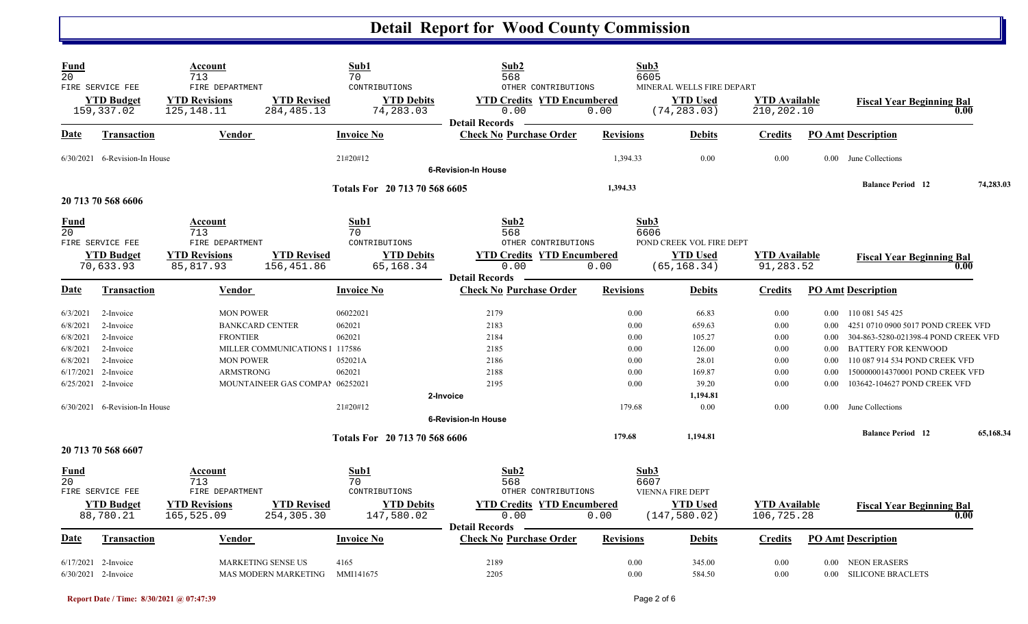# Detail Report for Wood County Commission

| Fund | Account | | Sub1 | Sub2 | | Sub3 | | |
|---|---|---|---|---|---|---|---|---|
| 20 | 713 | | 70 | 568 | | 6605 | | |
| FIRE SERVICE FEE | FIRE DEPARTMENT | | CONTRIBUTIONS | OTHER CONTRIBUTIONS | | MINERAL WELLS FIRE DEPART | | |
| **YTD Budget** | **YTD Revisions** | **YTD Revised** | **YTD Debits** | **YTD Credits** | **YTD Encumbered** | **YTD Used** | **YTD Available** | **Fiscal Year Beginning Bal** |
| 159,337.02 | 125,148.11 | 284,485.13 | 74,283.03 | 0.00 | 0.00 | (74,283.03) | 210,202.10 | 0.00 |

**Detail Records**

| Date | Transaction | Vendor | Invoice No | Check No | Purchase Order | Revisions | Debits | Credits | PO Amt | Description |
|---|---|---|---|---|---|---|---|---|---|---|
| 6/30/2021 | 6-Revision-In House | | 21#20#12 | | | 1,394.33 | 0.00 | 0.00 | 0.00 | June Collections |
| | | | | 6-Revision-In House | | | | | | |
| | | | Totals For 20 713 70 568 6605 | | | 1,394.33 | | | | **Balance Period 12** 74,283.03 |

**20 713 70 568 6606**

| Fund | Account | | Sub1 | Sub2 | | Sub3 | | |
|---|---|---|---|---|---|---|---|---|
| 20 | 713 | | 70 | 568 | | 6606 | | |
| FIRE SERVICE FEE | FIRE DEPARTMENT | | CONTRIBUTIONS | OTHER CONTRIBUTIONS | | POND CREEK VOL FIRE DEPT | | |
| **YTD Budget** | **YTD Revisions** | **YTD Revised** | **YTD Debits** | **YTD Credits** | **YTD Encumbered** | **YTD Used** | **YTD Available** | **Fiscal Year Beginning Bal** |
| 70,633.93 | 85,817.93 | 156,451.86 | 65,168.34 | 0.00 | 0.00 | (65,168.34) | 91,283.52 | 0.00 |

**Detail Records**

| Date | Transaction | Vendor | Invoice No | Check No | Purchase Order | Revisions | Debits | Credits | PO Amt | Description |
|---|---|---|---|---|---|---|---|---|---|---|
| 6/3/2021 | 2-Invoice | MON POWER | 06022021 | 2179 | | 0.00 | 66.83 | 0.00 | 0.00 | 110 081 545 425 |
| 6/8/2021 | 2-Invoice | BANKCARD CENTER | 062021 | 2183 | | 0.00 | 659.63 | 0.00 | 0.00 | 4251 0710 0900 5017 POND CREEK VFD |
| 6/8/2021 | 2-Invoice | FRONTIER | 062021 | 2184 | | 0.00 | 105.27 | 0.00 | 0.00 | 304-863-5280-021398-4 POND CREEK VFD |
| 6/8/2021 | 2-Invoice | MILLER COMMUNICATIONS I | 117586 | 2185 | | 0.00 | 126.00 | 0.00 | 0.00 | BATTERY FOR KENWOOD |
| 6/8/2021 | 2-Invoice | MON POWER | 052021A | 2186 | | 0.00 | 28.01 | 0.00 | 0.00 | 110 087 914 534 POND CREEK VFD |
| 6/17/2021 | 2-Invoice | ARMSTRONG | 062021 | 2188 | | 0.00 | 169.87 | 0.00 | 0.00 | 1500000014370001 POND CREEK VFD |
| 6/25/2021 | 2-Invoice | MOUNTAINEER GAS COMPAN | 06252021 | 2195 | | 0.00 | 39.20 | 0.00 | 0.00 | 103642-104627 POND CREEK VFD |
| | | | | 2-Invoice | | | 1,194.81 | | | |
| 6/30/2021 | 6-Revision-In House | | 21#20#12 | | | 179.68 | 0.00 | 0.00 | 0.00 | June Collections |
| | | | | 6-Revision-In House | | | | | | |
| | | | Totals For 20 713 70 568 6606 | | | 179.68 | 1,194.81 | | | **Balance Period 12** 65,168.34 |

**20 713 70 568 6607**

| Fund | Account | | Sub1 | Sub2 | | Sub3 | | |
|---|---|---|---|---|---|---|---|---|
| 20 | 713 | | 70 | 568 | | 6607 | | |
| FIRE SERVICE FEE | FIRE DEPARTMENT | | CONTRIBUTIONS | OTHER CONTRIBUTIONS | | VIENNA FIRE DEPT | | |
| **YTD Budget** | **YTD Revisions** | **YTD Revised** | **YTD Debits** | **YTD Credits** | **YTD Encumbered** | **YTD Used** | **YTD Available** | **Fiscal Year Beginning Bal** |
| 88,780.21 | 165,525.09 | 254,305.30 | 147,580.02 | 0.00 | 0.00 | (147,580.02) | 106,725.28 | 0.00 |

**Detail Records**

| Date | Transaction | Vendor | Invoice No | Check No | Purchase Order | Revisions | Debits | Credits | PO Amt | Description |
|---|---|---|---|---|---|---|---|---|---|---|
| 6/17/2021 | 2-Invoice | MARKETING SENSE US | 4165 | 2189 | | 0.00 | 345.00 | 0.00 | 0.00 | NEON ERASERS |
| 6/30/2021 | 2-Invoice | MAS MODERN MARKETING | MMI141675 | 2205 | | 0.00 | 584.50 | 0.00 | 0.00 | SILICONE BRACLETS |

Report Date / Time: 8/30/2021 @ 07:47:39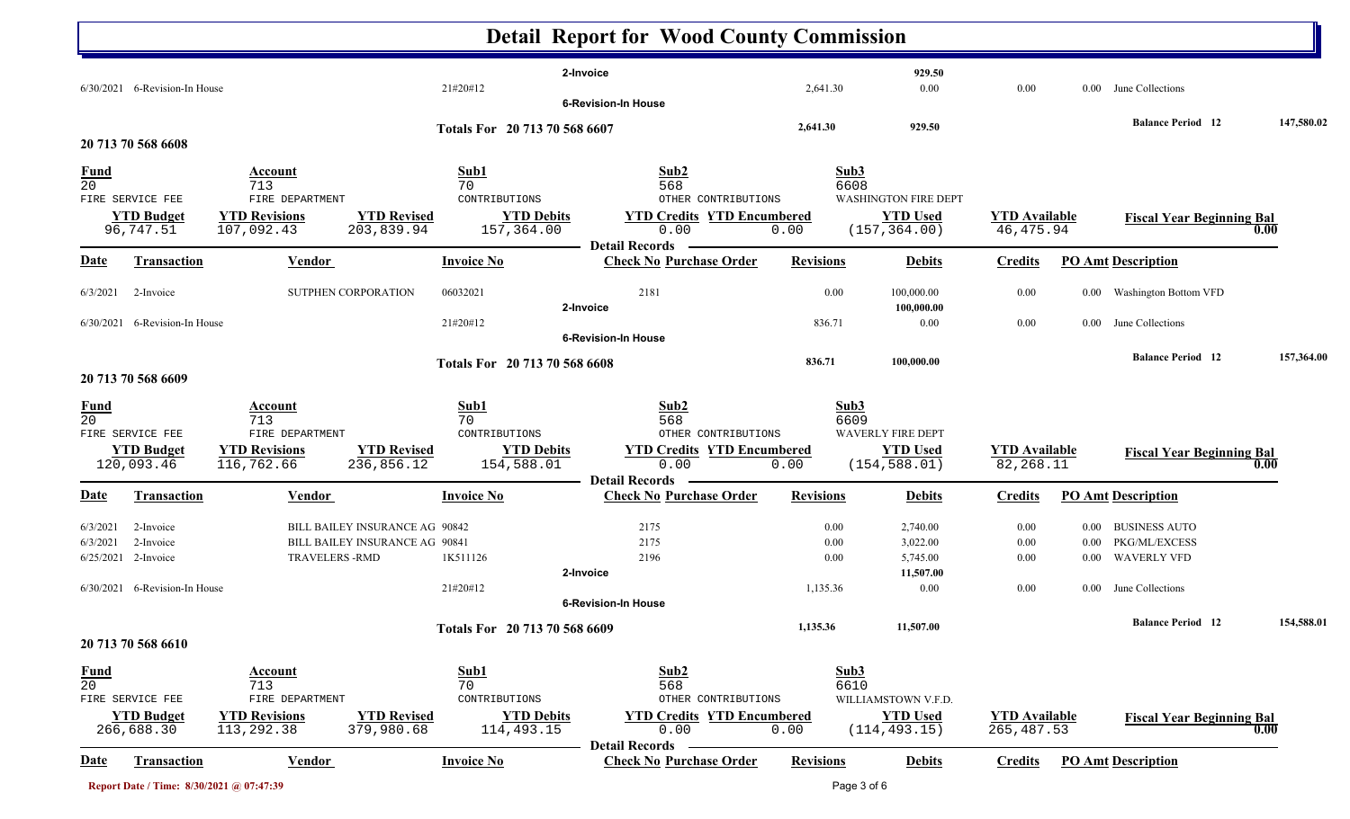# Detail Report for Wood County Commission

| Date | Transaction | Vendor | Invoice No | Check No | Purchase Order | Revisions | Debits | Credits | PO Amt | Description |
|---|---|---|---|---|---|---|---|---|---|---|
| | | | | 2-Invoice | | | 929.50 | | | |
| 6/30/2021 | 6-Revision-In House | | 21#20#12 | | | 2,641.30 | 0.00 | 0.00 | 0.00 | June Collections |
| | | | | 6-Revision-In House | | | | | | |

**Totals For 20 713 70 568 6607** — 2,641.30 — 929.50 — **Balance Period 12** 147,580.02

## 20 713 70 568 6608

| Fund | Account | Sub1 | Sub2 | Sub3 |
|---|---|---|---|---|
| 20 | 713 | 70 | 568 | 6608 |
| FIRE SERVICE FEE | FIRE DEPARTMENT | CONTRIBUTIONS | OTHER CONTRIBUTIONS | WASHINGTON FIRE DEPT |

| YTD Budget | YTD Revisions | YTD Revised | YTD Debits | YTD Credits | YTD Encumbered | YTD Used | YTD Available | Fiscal Year Beginning Bal |
|---|---|---|---|---|---|---|---|---|
| 96,747.51 | 107,092.43 | 203,839.94 | 157,364.00 | 0.00 | 0.00 | (157,364.00) | 46,475.94 | 0.00 |

**Detail Records**

| Date | Transaction | Vendor | Invoice No | Check No | Purchase Order | Revisions | Debits | Credits | PO Amt | Description |
|---|---|---|---|---|---|---|---|---|---|---|
| 6/3/2021 | 2-Invoice | SUTPHEN CORPORATION | 06032021 | 2181 | | 0.00 | 100,000.00 | 0.00 | 0.00 | Washington Bottom VFD |
| | | | | 2-Invoice | | | 100,000.00 | | | |
| 6/30/2021 | 6-Revision-In House | | 21#20#12 | | | 836.71 | 0.00 | 0.00 | 0.00 | June Collections |
| | | | | 6-Revision-In House | | | | | | |

**Totals For 20 713 70 568 6608** — 836.71 — 100,000.00 — **Balance Period 12** 157,364.00

## 20 713 70 568 6609

| Fund | Account | Sub1 | Sub2 | Sub3 |
|---|---|---|---|---|
| 20 | 713 | 70 | 568 | 6609 |
| FIRE SERVICE FEE | FIRE DEPARTMENT | CONTRIBUTIONS | OTHER CONTRIBUTIONS | WAVERLY FIRE DEPT |

| YTD Budget | YTD Revisions | YTD Revised | YTD Debits | YTD Credits | YTD Encumbered | YTD Used | YTD Available | Fiscal Year Beginning Bal |
|---|---|---|---|---|---|---|---|---|
| 120,093.46 | 116,762.66 | 236,856.12 | 154,588.01 | 0.00 | 0.00 | (154,588.01) | 82,268.11 | 0.00 |

**Detail Records**

| Date | Transaction | Vendor | Invoice No | Check No | Purchase Order | Revisions | Debits | Credits | PO Amt | Description |
|---|---|---|---|---|---|---|---|---|---|---|
| 6/3/2021 | 2-Invoice | BILL BAILEY INSURANCE AG | 90842 | 2175 | | 0.00 | 2,740.00 | 0.00 | 0.00 | BUSINESS AUTO |
| 6/3/2021 | 2-Invoice | BILL BAILEY INSURANCE AG | 90841 | 2175 | | 0.00 | 3,022.00 | 0.00 | 0.00 | PKG/ML/EXCESS |
| 6/25/2021 | 2-Invoice | TRAVELERS -RMD | 1K511126 | 2196 | | 0.00 | 5,745.00 | 0.00 | 0.00 | WAVERLY VFD |
| | | | | 2-Invoice | | | 11,507.00 | | | |
| 6/30/2021 | 6-Revision-In House | | 21#20#12 | | | 1,135.36 | 0.00 | 0.00 | 0.00 | June Collections |
| | | | | 6-Revision-In House | | | | | | |

**Totals For 20 713 70 568 6609** — 1,135.36 — 11,507.00 — **Balance Period 12** 154,588.01

## 20 713 70 568 6610

| Fund | Account | Sub1 | Sub2 | Sub3 |
|---|---|---|---|---|
| 20 | 713 | 70 | 568 | 6610 |
| FIRE SERVICE FEE | FIRE DEPARTMENT | CONTRIBUTIONS | OTHER CONTRIBUTIONS | WILLIAMSTOWN V.F.D. |

| YTD Budget | YTD Revisions | YTD Revised | YTD Debits | YTD Credits | YTD Encumbered | YTD Used | YTD Available | Fiscal Year Beginning Bal |
|---|---|---|---|---|---|---|---|---|
| 266,688.30 | 113,292.38 | 379,980.68 | 114,493.15 | 0.00 | 0.00 | (114,493.15) | 265,487.53 | 0.00 |

**Detail Records**

| Date | Transaction | Vendor | Invoice No | Check No | Purchase Order | Revisions | Debits | Credits | PO Amt | Description |
|---|---|---|---|---|---|---|---|---|---|---|

Report Date / Time: 8/30/2021 @ 07:47:39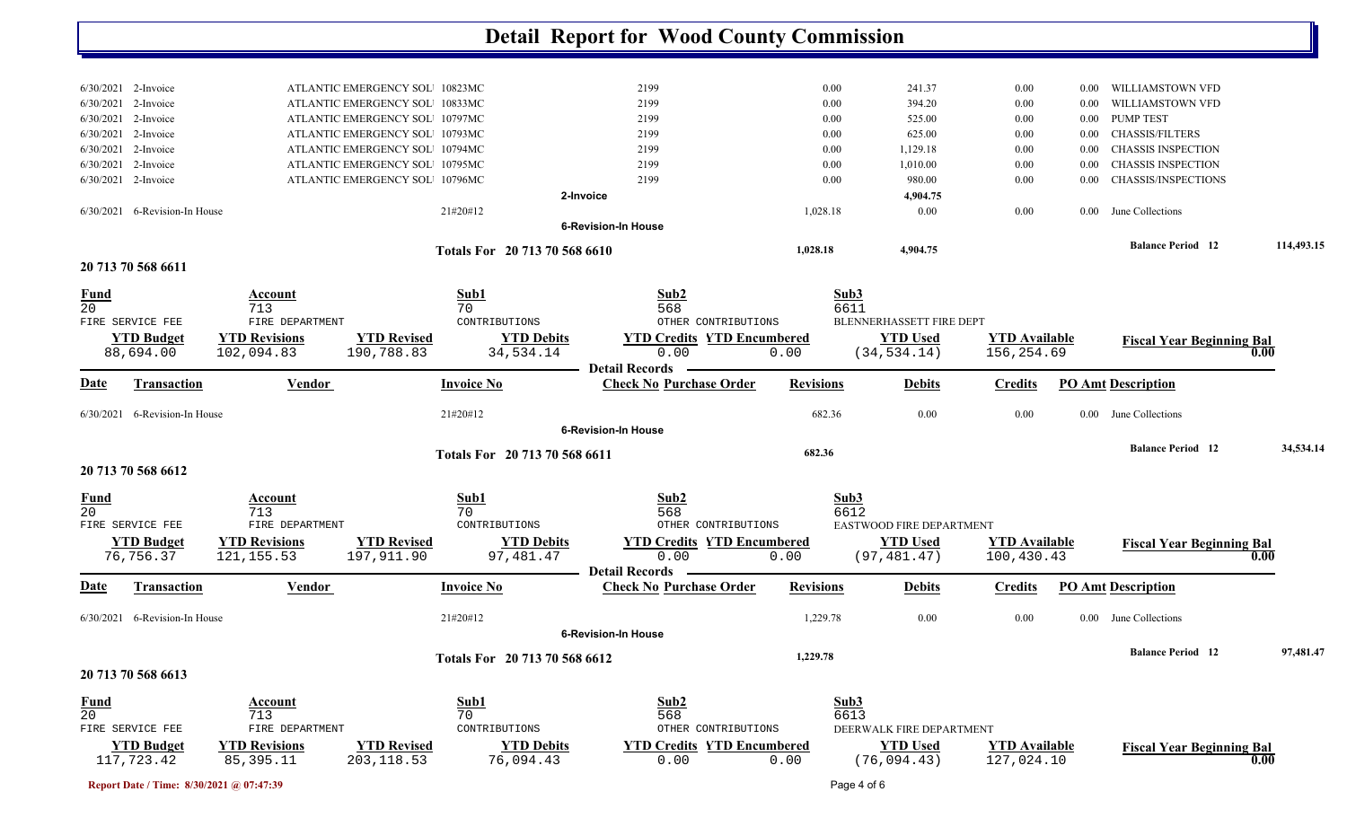# Detail Report for Wood County Commission

| Date | Transaction | Vendor | Invoice No | Check No | Revisions | Debits | Credits | PO Amt | Description |
|---|---|---|---|---|---|---|---|---|---|
| 6/30/2021 | 2-Invoice | ATLANTIC EMERGENCY SOL | 10823MC | 2199 | 0.00 | 241.37 | 0.00 | 0.00 | WILLIAMSTOWN VFD |
| 6/30/2021 | 2-Invoice | ATLANTIC EMERGENCY SOL | 10833MC | 2199 | 0.00 | 394.20 | 0.00 | 0.00 | WILLIAMSTOWN VFD |
| 6/30/2021 | 2-Invoice | ATLANTIC EMERGENCY SOL | 10797MC | 2199 | 0.00 | 525.00 | 0.00 | 0.00 | PUMP TEST |
| 6/30/2021 | 2-Invoice | ATLANTIC EMERGENCY SOL | 10793MC | 2199 | 0.00 | 625.00 | 0.00 | 0.00 | CHASSIS/FILTERS |
| 6/30/2021 | 2-Invoice | ATLANTIC EMERGENCY SOL | 10794MC | 2199 | 0.00 | 1,129.18 | 0.00 | 0.00 | CHASSIS INSPECTION |
| 6/30/2021 | 2-Invoice | ATLANTIC EMERGENCY SOL | 10795MC | 2199 | 0.00 | 1,010.00 | 0.00 | 0.00 | CHASSIS INSPECTION |
| 6/30/2021 | 2-Invoice | ATLANTIC EMERGENCY SOL | 10796MC | 2199 | 0.00 | 980.00 | 0.00 | 0.00 | CHASSIS/INSPECTIONS |
| | | | | **2-Invoice** | | **4,904.75** | | | |
| 6/30/2021 | 6-Revision-In House | | 21#20#12 | | 1,028.18 | 0.00 | 0.00 | 0.00 | June Collections |
| | | | | **6-Revision-In House** | | | | | |

**Totals For 20 713 70 568 6610** — Revisions: 1,028.18 — Debits: 4,904.75 — **Balance Period 12: 114,493.15**

## 20 713 70 568 6611

| Fund | Account | Sub1 | Sub2 | Sub3 |
|---|---|---|---|---|
| 20 | 713 | 70 | 568 | 6611 |
| FIRE SERVICE FEE | FIRE DEPARTMENT | CONTRIBUTIONS | OTHER CONTRIBUTIONS | BLENNERHASSETT FIRE DEPT |

| YTD Budget | YTD Revisions | YTD Revised | YTD Debits | YTD Credits | YTD Encumbered | YTD Used | YTD Available | Fiscal Year Beginning Bal |
|---|---|---|---|---|---|---|---|---|
| 88,694.00 | 102,094.83 | 190,788.83 | 34,534.14 | 0.00 | 0.00 | (34,534.14) | 156,254.69 | 0.00 |

**Detail Records**

| Date | Transaction | Vendor | Invoice No | Check No | Purchase Order | Revisions | Debits | Credits | PO Amt | Description |
|---|---|---|---|---|---|---|---|---|---|---|
| 6/30/2021 | 6-Revision-In House | | 21#20#12 | | | 682.36 | 0.00 | 0.00 | 0.00 | June Collections |
| | | | | **6-Revision-In House** | | | | | | |

**Totals For 20 713 70 568 6611** — Revisions: 682.36 — **Balance Period 12: 34,534.14**

## 20 713 70 568 6612

| Fund | Account | Sub1 | Sub2 | Sub3 |
|---|---|---|---|---|
| 20 | 713 | 70 | 568 | 6612 |
| FIRE SERVICE FEE | FIRE DEPARTMENT | CONTRIBUTIONS | OTHER CONTRIBUTIONS | EASTWOOD FIRE DEPARTMENT |

| YTD Budget | YTD Revisions | YTD Revised | YTD Debits | YTD Credits | YTD Encumbered | YTD Used | YTD Available | Fiscal Year Beginning Bal |
|---|---|---|---|---|---|---|---|---|
| 76,756.37 | 121,155.53 | 197,911.90 | 97,481.47 | 0.00 | 0.00 | (97,481.47) | 100,430.43 | 0.00 |

**Detail Records**

| Date | Transaction | Vendor | Invoice No | Check No | Purchase Order | Revisions | Debits | Credits | PO Amt | Description |
|---|---|---|---|---|---|---|---|---|---|---|
| 6/30/2021 | 6-Revision-In House | | 21#20#12 | | | 1,229.78 | 0.00 | 0.00 | 0.00 | June Collections |
| | | | | **6-Revision-In House** | | | | | | |

**Totals For 20 713 70 568 6612** — Revisions: 1,229.78 — **Balance Period 12: 97,481.47**

## 20 713 70 568 6613

| Fund | Account | Sub1 | Sub2 | Sub3 |
|---|---|---|---|---|
| 20 | 713 | 70 | 568 | 6613 |
| FIRE SERVICE FEE | FIRE DEPARTMENT | CONTRIBUTIONS | OTHER CONTRIBUTIONS | DEERWALK FIRE DEPARTMENT |

| YTD Budget | YTD Revisions | YTD Revised | YTD Debits | YTD Credits | YTD Encumbered | YTD Used | YTD Available | Fiscal Year Beginning Bal |
|---|---|---|---|---|---|---|---|---|
| 117,723.42 | 85,395.11 | 203,118.53 | 76,094.43 | 0.00 | 0.00 | (76,094.43) | 127,024.10 | 0.00 |

Report Date / Time: 8/30/2021 @ 07:47:39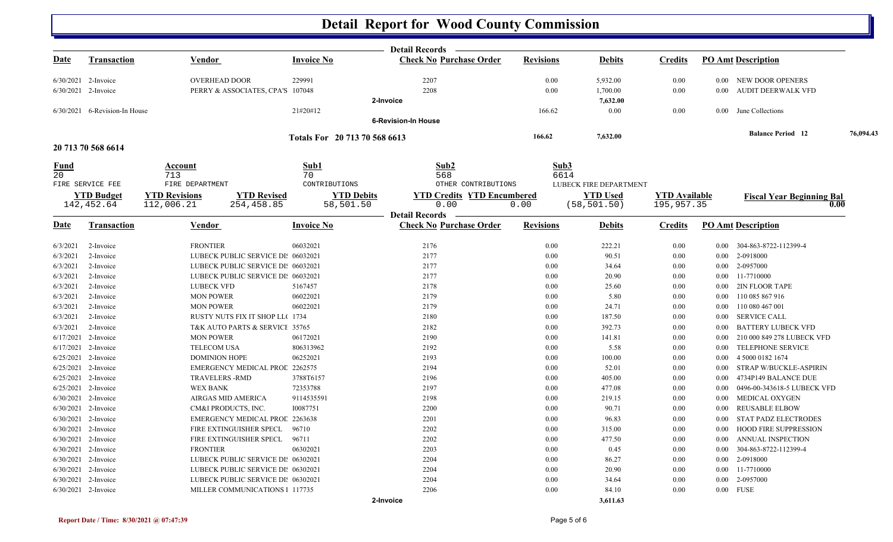# Detail Report for Wood County Commission

**Detail Records**

| Date | Transaction | Vendor | Invoice No | Check No | Purchase Order | Revisions | Debits | Credits | PO Amt | Description |
|---|---|---|---|---|---|---|---|---|---|---|
| 6/30/2021 | 2-Invoice | OVERHEAD DOOR | 229991 | 2207 | | 0.00 | 5,932.00 | 0.00 | 0.00 | NEW DOOR OPENERS |
| 6/30/2021 | 2-Invoice | PERRY & ASSOCIATES, CPA'S | 107048 | 2208 | | 0.00 | 1,700.00 | 0.00 | 0.00 | AUDIT DEERWALK VFD |
| | | | | 2-Invoice | | | 7,632.00 | | | |
| 6/30/2021 | 6-Revision-In House | | 21#20#12 | | | 166.62 | 0.00 | 0.00 | 0.00 | June Collections |
| | | | | 6-Revision-In House | | | | | | |
| | | | Totals For 20 713 70 568 6613 | | | 166.62 | 7,632.00 | | | Balance Period 12 76,094.43 |

## 20 713 70 568 6614

| Fund | Account | Sub1 | Sub2 | Sub3 |
|---|---|---|---|---|
| 20 | 713 | 70 | 568 | 6614 |
| FIRE SERVICE FEE | FIRE DEPARTMENT | CONTRIBUTIONS | OTHER CONTRIBUTIONS | LUBECK FIRE DEPARTMENT |

| YTD Budget | YTD Revisions | YTD Revised | YTD Debits | YTD Credits | YTD Encumbered | YTD Used | YTD Available | Fiscal Year Beginning Bal |
|---|---|---|---|---|---|---|---|---|
| 142,452.64 | 112,006.21 | 254,458.85 | 58,501.50 | 0.00 | 0.00 | (58,501.50) | 195,957.35 | 0.00 |

**Detail Records**

| Date | Transaction | Vendor | Invoice No | Check No | Purchase Order | Revisions | Debits | Credits | PO Amt | Description |
|---|---|---|---|---|---|---|---|---|---|---|
| 6/3/2021 | 2-Invoice | FRONTIER | 06032021 | 2176 | | 0.00 | 222.21 | 0.00 | 0.00 | 304-863-8722-112399-4 |
| 6/3/2021 | 2-Invoice | LUBECK PUBLIC SERVICE DI | 06032021 | 2177 | | 0.00 | 90.51 | 0.00 | 0.00 | 2-0918000 |
| 6/3/2021 | 2-Invoice | LUBECK PUBLIC SERVICE DI | 06032021 | 2177 | | 0.00 | 34.64 | 0.00 | 0.00 | 2-0957000 |
| 6/3/2021 | 2-Invoice | LUBECK PUBLIC SERVICE DI | 06032021 | 2177 | | 0.00 | 20.90 | 0.00 | 0.00 | 11-7710000 |
| 6/3/2021 | 2-Invoice | LUBECK VFD | 5167457 | 2178 | | 0.00 | 25.60 | 0.00 | 0.00 | 2IN FLOOR TAPE |
| 6/3/2021 | 2-Invoice | MON POWER | 06022021 | 2179 | | 0.00 | 5.80 | 0.00 | 0.00 | 110 085 867 916 |
| 6/3/2021 | 2-Invoice | MON POWER | 06022021 | 2179 | | 0.00 | 24.71 | 0.00 | 0.00 | 110 080 467 001 |
| 6/3/2021 | 2-Invoice | RUSTY NUTS FIX IT SHOP LL( | 1734 | 2180 | | 0.00 | 187.50 | 0.00 | 0.00 | SERVICE CALL |
| 6/3/2021 | 2-Invoice | T&K AUTO PARTS & SERVICE | 35765 | 2182 | | 0.00 | 392.73 | 0.00 | 0.00 | BATTERY LUBECK VFD |
| 6/17/2021 | 2-Invoice | MON POWER | 06172021 | 2190 | | 0.00 | 141.81 | 0.00 | 0.00 | 210 000 849 278 LUBECK VFD |
| 6/17/2021 | 2-Invoice | TELECOM USA | 806313962 | 2192 | | 0.00 | 5.58 | 0.00 | 0.00 | TELEPHONE SERVICE |
| 6/25/2021 | 2-Invoice | DOMINION HOPE | 06252021 | 2193 | | 0.00 | 100.00 | 0.00 | 0.00 | 4 5000 0182 1674 |
| 6/25/2021 | 2-Invoice | EMERGENCY MEDICAL PROD | 2262575 | 2194 | | 0.00 | 52.01 | 0.00 | 0.00 | STRAP W/BUCKLE-ASPIRIN |
| 6/25/2021 | 2-Invoice | TRAVELERS -RMD | 3788T6157 | 2196 | | 0.00 | 405.00 | 0.00 | 0.00 | 4734P149 BALANCE DUE |
| 6/25/2021 | 2-Invoice | WEX BANK | 72353788 | 2197 | | 0.00 | 477.08 | 0.00 | 0.00 | 0496-00-343618-5 LUBECK VFD |
| 6/30/2021 | 2-Invoice | AIRGAS MID AMERICA | 9114535591 | 2198 | | 0.00 | 219.15 | 0.00 | 0.00 | MEDICAL OXYGEN |
| 6/30/2021 | 2-Invoice | CM&I PRODUCTS, INC. | I0087751 | 2200 | | 0.00 | 90.71 | 0.00 | 0.00 | REUSABLE ELBOW |
| 6/30/2021 | 2-Invoice | EMERGENCY MEDICAL PROD | 2263638 | 2201 | | 0.00 | 96.83 | 0.00 | 0.00 | STAT PADZ ELECTRODES |
| 6/30/2021 | 2-Invoice | FIRE EXTINGUISHER SPECL | 96710 | 2202 | | 0.00 | 315.00 | 0.00 | 0.00 | HOOD FIRE SUPPRESSION |
| 6/30/2021 | 2-Invoice | FIRE EXTINGUISHER SPECL | 96711 | 2202 | | 0.00 | 477.50 | 0.00 | 0.00 | ANNUAL INSPECTION |
| 6/30/2021 | 2-Invoice | FRONTIER | 06302021 | 2203 | | 0.00 | 0.45 | 0.00 | 0.00 | 304-863-8722-112399-4 |
| 6/30/2021 | 2-Invoice | LUBECK PUBLIC SERVICE DI | 06302021 | 2204 | | 0.00 | 86.27 | 0.00 | 0.00 | 2-0918000 |
| 6/30/2021 | 2-Invoice | LUBECK PUBLIC SERVICE DI | 06302021 | 2204 | | 0.00 | 20.90 | 0.00 | 0.00 | 11-7710000 |
| 6/30/2021 | 2-Invoice | LUBECK PUBLIC SERVICE DI | 06302021 | 2204 | | 0.00 | 34.64 | 0.00 | 0.00 | 2-0957000 |
| 6/30/2021 | 2-Invoice | MILLER COMMUNICATIONS I | 117735 | 2206 | | 0.00 | 84.10 | 0.00 | 0.00 | FUSE |
| | | | | 2-Invoice | | | 3,611.63 | | | |

Report Date / Time: 8/30/2021 @ 07:47:39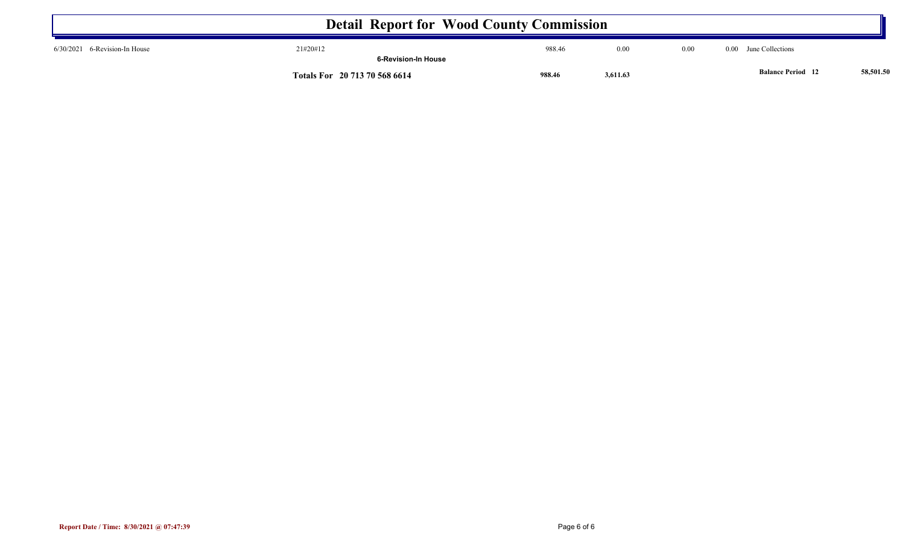# Detail Report for Wood County Commission

| | | | | | | | | |
|---|---|---|---|---|---|---|---|---|
| 6/30/2021 | 6-Revision-In House | 21#20#12 | 988.46 | 0.00 | 0.00 | 0.00 | June Collections | |
| | | **6-Revision-In House** | | | | | | |
| | | **Totals For 20 713 70 568 6614** | **988.46** | **3,611.63** | | | **Balance Period 12** | **58,501.50** |

**Report Date / Time: 8/30/2021 @ 07:47:39**